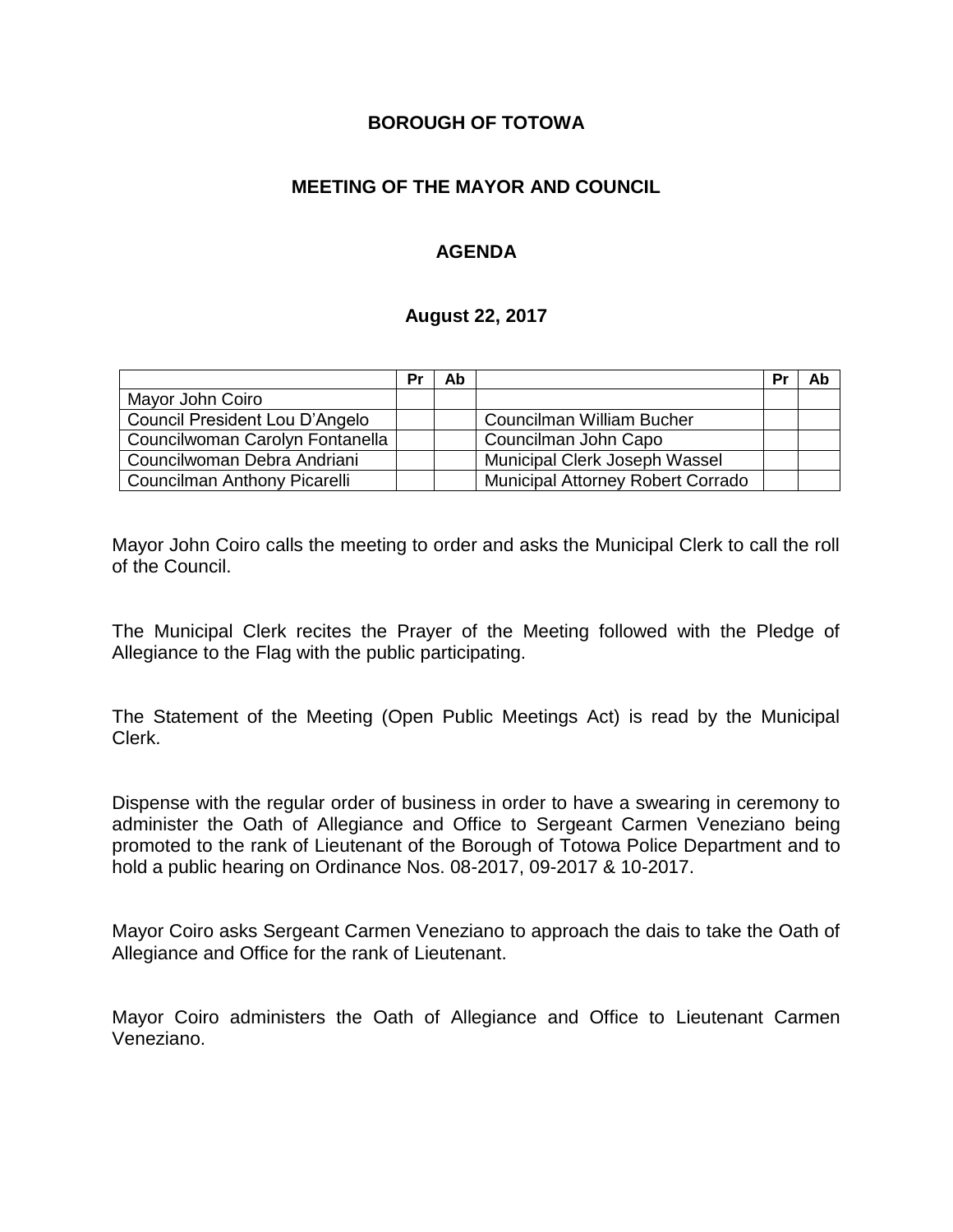**BOROUGH OF TOTOWA**

**MEETING OF THE MAYOR AND COUNCIL**

**AGENDA**

**August 22, 2017**

| | Pr | Ab | | Pr | Ab |
|---|---|---|---|---|---|
| Mayor John Coiro | | | | | |
| Council President Lou D'Angelo | | | Councilman William Bucher | | |
| Councilwoman Carolyn Fontanella | | | Councilman John Capo | | |
| Councilwoman Debra Andriani | | | Municipal Clerk Joseph Wassel | | |
| Councilman Anthony Picarelli | | | Municipal Attorney Robert Corrado | | |

Mayor John Coiro calls the meeting to order and asks the Municipal Clerk to call the roll of the Council.

The Municipal Clerk recites the Prayer of the Meeting followed with the Pledge of Allegiance to the Flag with the public participating.

The Statement of the Meeting (Open Public Meetings Act) is read by the Municipal Clerk.

Dispense with the regular order of business in order to have a swearing in ceremony to administer the Oath of Allegiance and Office to Sergeant Carmen Veneziano being promoted to the rank of Lieutenant of the Borough of Totowa Police Department and to hold a public hearing on Ordinance Nos. 08-2017, 09-2017 & 10-2017.

Mayor Coiro asks Sergeant Carmen Veneziano to approach the dais to take the Oath of Allegiance and Office for the rank of Lieutenant.

Mayor Coiro administers the Oath of Allegiance and Office to Lieutenant Carmen Veneziano.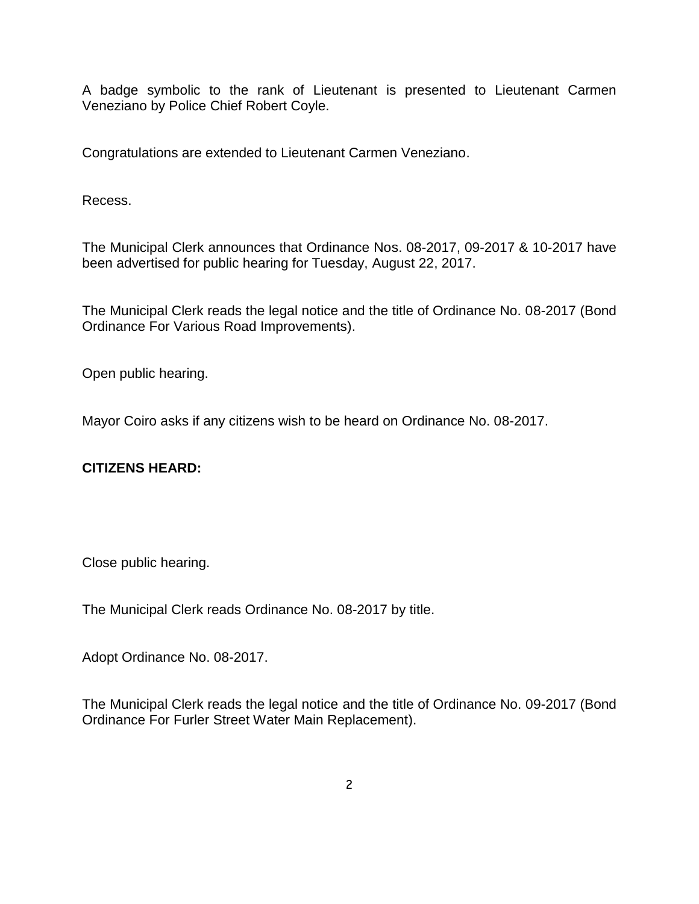A badge symbolic to the rank of Lieutenant is presented to Lieutenant Carmen Veneziano by Police Chief Robert Coyle.

Congratulations are extended to Lieutenant Carmen Veneziano.

Recess.

The Municipal Clerk announces that Ordinance Nos. 08-2017, 09-2017 & 10-2017 have been advertised for public hearing for Tuesday, August 22, 2017.

The Municipal Clerk reads the legal notice and the title of Ordinance No. 08-2017 (Bond Ordinance For Various Road Improvements).

Open public hearing.

Mayor Coiro asks if any citizens wish to be heard on Ordinance No. 08-2017.

**CITIZENS HEARD:**

Close public hearing.

The Municipal Clerk reads Ordinance No. 08-2017 by title.

Adopt Ordinance No. 08-2017.

The Municipal Clerk reads the legal notice and the title of Ordinance No. 09-2017 (Bond Ordinance For Furler Street Water Main Replacement).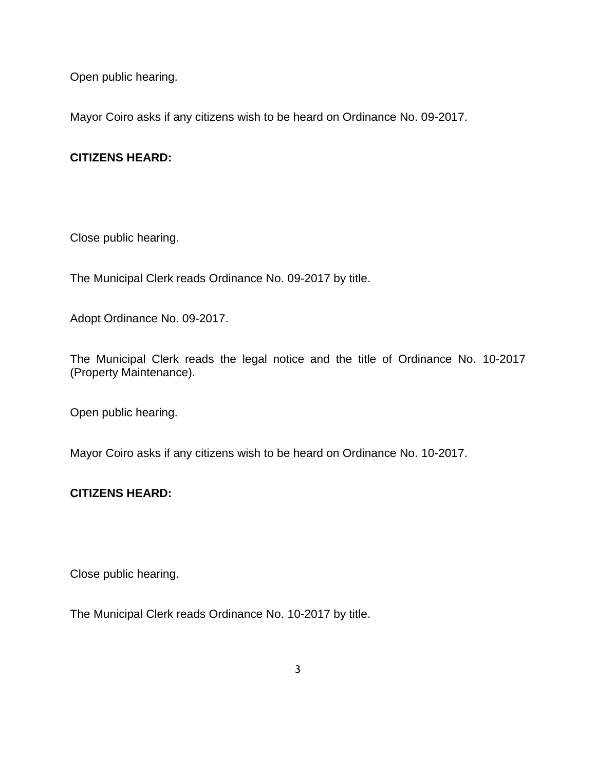Open public hearing.

Mayor Coiro asks if any citizens wish to be heard on Ordinance No. 09-2017.

**CITIZENS HEARD:**

Close public hearing.

The Municipal Clerk reads Ordinance No. 09-2017 by title.

Adopt Ordinance No. 09-2017.

The Municipal Clerk reads the legal notice and the title of Ordinance No. 10-2017 (Property Maintenance).

Open public hearing.

Mayor Coiro asks if any citizens wish to be heard on Ordinance No. 10-2017.

**CITIZENS HEARD:**

Close public hearing.

The Municipal Clerk reads Ordinance No. 10-2017 by title.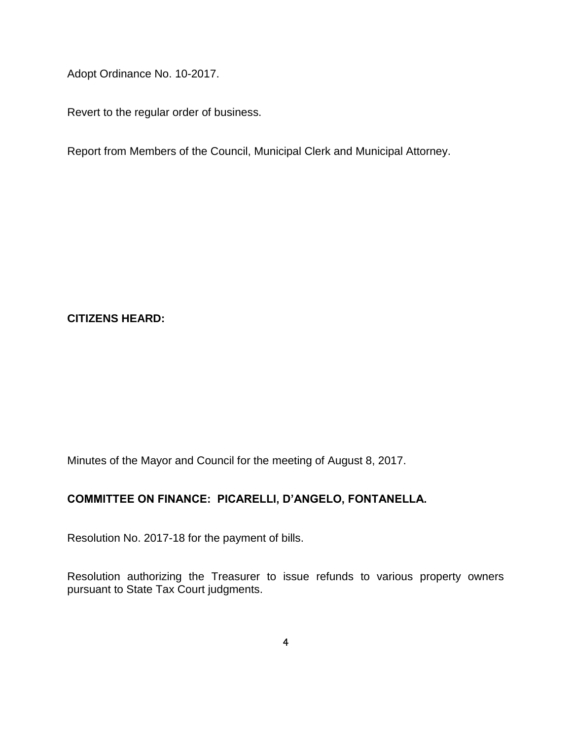Adopt Ordinance No. 10-2017.

Revert to the regular order of business.

Report from Members of the Council, Municipal Clerk and Municipal Attorney.

**CITIZENS HEARD:**

Minutes of the Mayor and Council for the meeting of August 8, 2017.

**COMMITTEE ON FINANCE: PICARELLI, D'ANGELO, FONTANELLA.**

Resolution No. 2017-18 for the payment of bills.

Resolution authorizing the Treasurer to issue refunds to various property owners pursuant to State Tax Court judgments.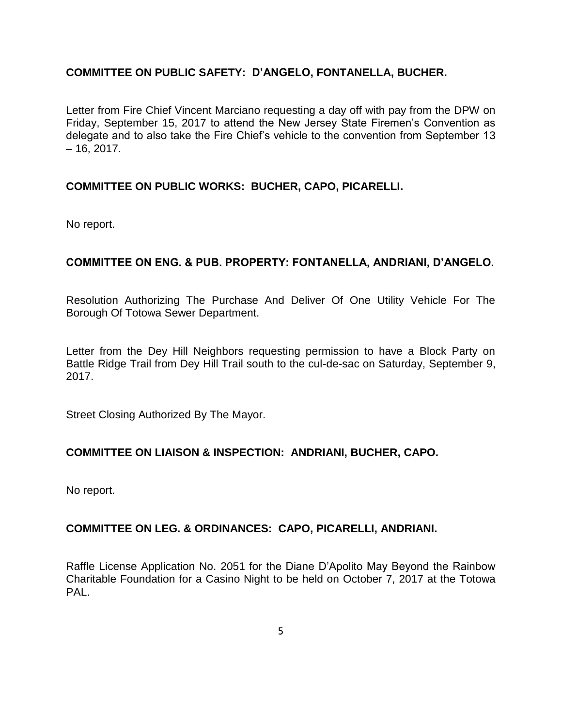**COMMITTEE ON PUBLIC SAFETY: D'ANGELO, FONTANELLA, BUCHER.**

Letter from Fire Chief Vincent Marciano requesting a day off with pay from the DPW on Friday, September 15, 2017 to attend the New Jersey State Firemen's Convention as delegate and to also take the Fire Chief's vehicle to the convention from September 13 – 16, 2017.

**COMMITTEE ON PUBLIC WORKS: BUCHER, CAPO, PICARELLI.**

No report.

**COMMITTEE ON ENG. & PUB. PROPERTY: FONTANELLA, ANDRIANI, D'ANGELO.**

Resolution Authorizing The Purchase And Deliver Of One Utility Vehicle For The Borough Of Totowa Sewer Department.

Letter from the Dey Hill Neighbors requesting permission to have a Block Party on Battle Ridge Trail from Dey Hill Trail south to the cul-de-sac on Saturday, September 9, 2017.

Street Closing Authorized By The Mayor.

**COMMITTEE ON LIAISON & INSPECTION: ANDRIANI, BUCHER, CAPO.**

No report.

**COMMITTEE ON LEG. & ORDINANCES: CAPO, PICARELLI, ANDRIANI.**

Raffle License Application No. 2051 for the Diane D'Apolito May Beyond the Rainbow Charitable Foundation for a Casino Night to be held on October 7, 2017 at the Totowa PAL.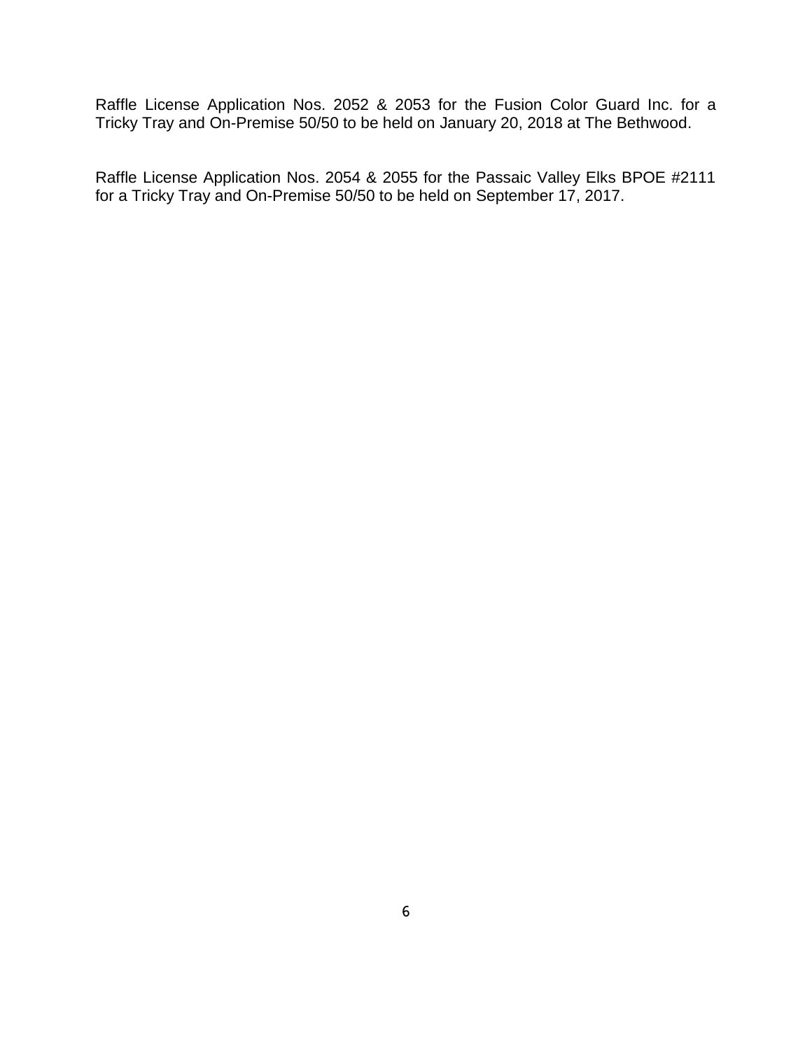Raffle License Application Nos. 2052 & 2053 for the Fusion Color Guard Inc. for a Tricky Tray and On-Premise 50/50 to be held on January 20, 2018 at The Bethwood.

Raffle License Application Nos. 2054 & 2055 for the Passaic Valley Elks BPOE #2111 for a Tricky Tray and On-Premise 50/50 to be held on September 17, 2017.